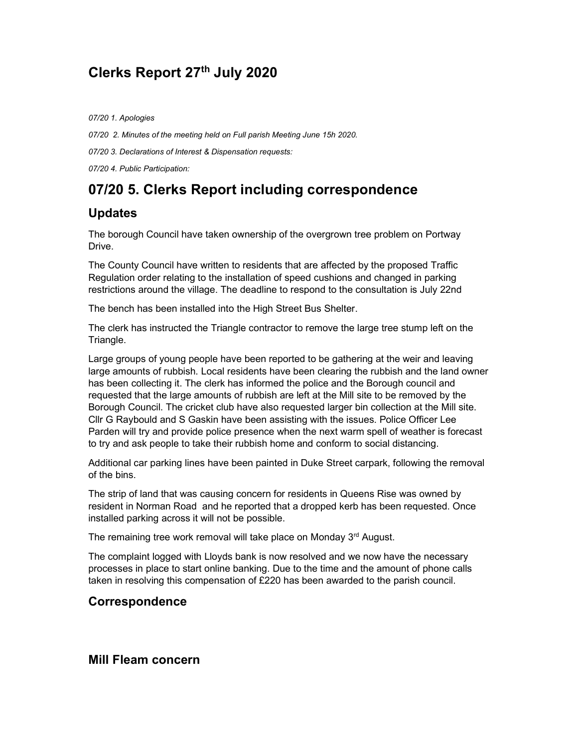# Clerks Report 27th July 2020

*07/20 1. Apologies*

*07/20 2. Minutes of the meeting held on Full parish Meeting June 15h 2020.*

*07/20 3. Declarations of Interest & Dispensation requests:*

*07/20 4. Public Participation:*

# 07/20 5. Clerks Report including correspondence

## Updates

The borough Council have taken ownership of the overgrown tree problem on Portway Drive.

The County Council have written to residents that are affected by the proposed Traffic Regulation order relating to the installation of speed cushions and changed in parking restrictions around the village. The deadline to respond to the consultation is July 22nd

The bench has been installed into the High Street Bus Shelter.

The clerk has instructed the Triangle contractor to remove the large tree stump left on the Triangle.

Large groups of young people have been reported to be gathering at the weir and leaving large amounts of rubbish. Local residents have been clearing the rubbish and the land owner has been collecting it. The clerk has informed the police and the Borough council and requested that the large amounts of rubbish are left at the Mill site to be removed by the Borough Council. The cricket club have also requested larger bin collection at the Mill site. Cllr G Raybould and S Gaskin have been assisting with the issues. Police Officer Lee Parden will try and provide police presence when the next warm spell of weather is forecast to try and ask people to take their rubbish home and conform to social distancing.

Additional car parking lines have been painted in Duke Street carpark, following the removal of the bins.

The strip of land that was causing concern for residents in Queens Rise was owned by resident in Norman Road and he reported that a dropped kerb has been requested. Once installed parking across it will not be possible.

The remaining tree work removal will take place on Monday 3rd August.

The complaint logged with Lloyds bank is now resolved and we now have the necessary processes in place to start online banking. Due to the time and the amount of phone calls taken in resolving this compensation of £220 has been awarded to the parish council.

## Correspondence

## Mill Fleam concern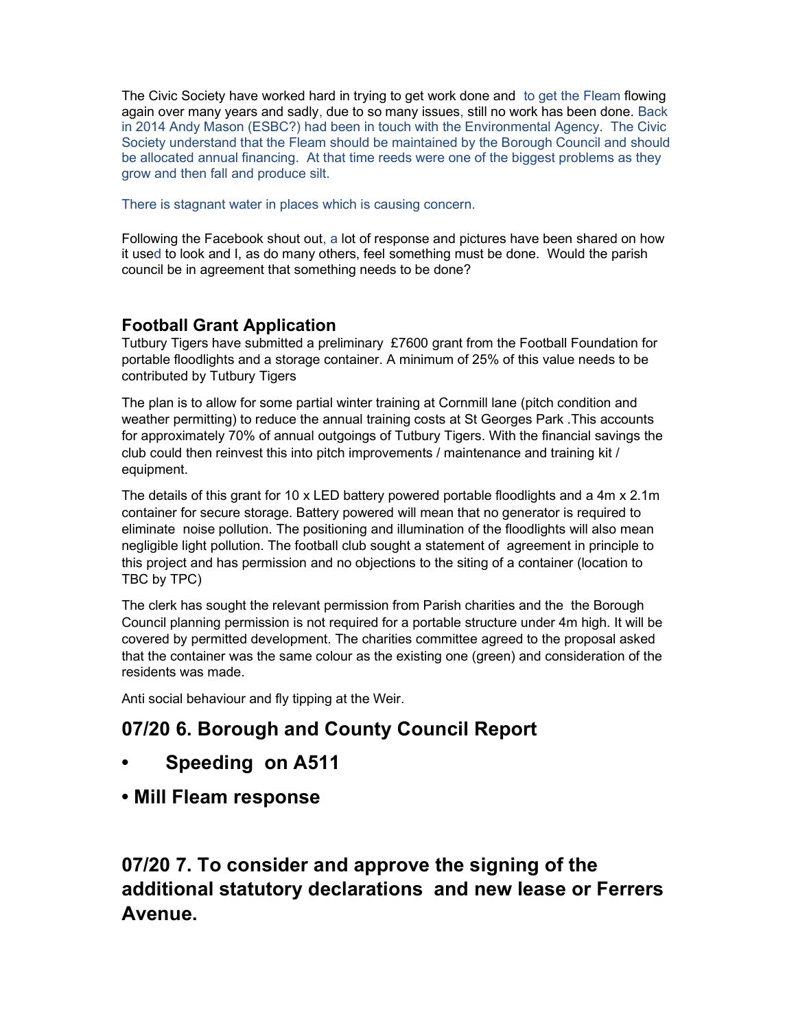The Civic Society have worked hard in trying to get work done and to get the Fleam flowing again over many years and sadly, due to so many issues, still no work has been done. Back in 2014 Andy Mason (ESBC?) had been in touch with the Environmental Agency. The Civic Society understand that the Fleam should be maintained by the Borough Council and should be allocated annual financing. At that time reeds were one of the biggest problems as they grow and then fall and produce silt.

There is stagnant water in places which is causing concern.

Following the Facebook shout out, a lot of response and pictures have been shared on how it used to look and I, as do many others, feel something must be done. Would the parish council be in agreement that something needs to be done?

### Football Grant Application

Tutbury Tigers have submitted a preliminary £7600 grant from the Football Foundation for portable floodlights and a storage container. A minimum of 25% of this value needs to be contributed by Tutbury Tigers

The plan is to allow for some partial winter training at Cornmill lane (pitch condition and weather permitting) to reduce the annual training costs at St Georges Park .This accounts for approximately 70% of annual outgoings of Tutbury Tigers. With the financial savings the club could then reinvest this into pitch improvements / maintenance and training kit / equipment.

The details of this grant for 10 x LED battery powered portable floodlights and a 4m x 2.1m container for secure storage. Battery powered will mean that no generator is required to eliminate noise pollution. The positioning and illumination of the floodlights will also mean negligible light pollution. The football club sought a statement of agreement in principle to this project and has permission and no objections to the siting of a container (location to TBC by TPC)

The clerk has sought the relevant permission from Parish charities and the the Borough Council planning permission is not required for a portable structure under 4m high. It will be covered by permitted development. The charities committee agreed to the proposal asked that the container was the same colour as the existing one (green) and consideration of the residents was made.

Anti social behaviour and fly tipping at the Weir.

## 07/20 6. Borough and County Council Report

- **Speeding on A511**
- **Mill Fleam response**

## 07/20 7. To consider and approve the signing of the additional statutory declarations and new lease or Ferrers Avenue.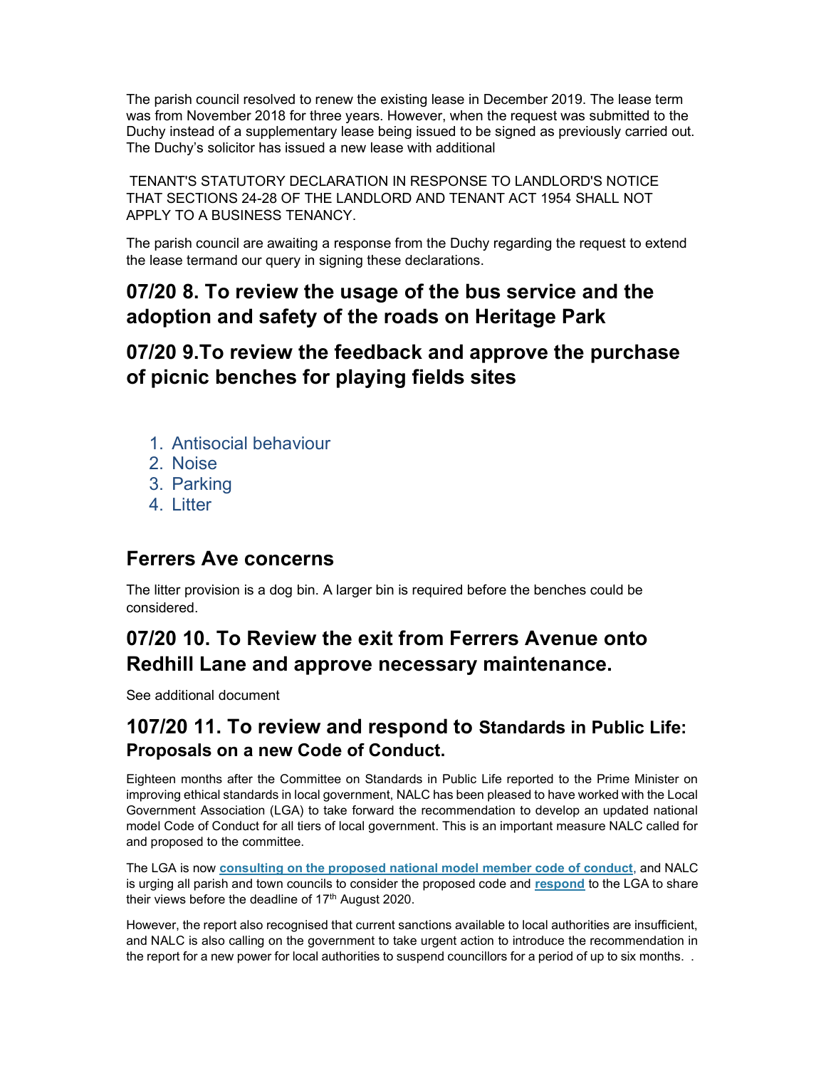The parish council resolved to renew the existing lease in December 2019. The lease term was from November 2018 for three years. However, when the request was submitted to the Duchy instead of a supplementary lease being issued to be signed as previously carried out. The Duchy's solicitor has issued a new lease with additional

TENANT'S STATUTORY DECLARATION IN RESPONSE TO LANDLORD'S NOTICE THAT SECTIONS 24-28 OF THE LANDLORD AND TENANT ACT 1954 SHALL NOT APPLY TO A BUSINESS TENANCY.

The parish council are awaiting a response from the Duchy regarding the request to extend the lease termand our query in signing these declarations.

## 07/20 8. To review the usage of the bus service and the adoption and safety of the roads on Heritage Park

## 07/20 9.To review the feedback and approve the purchase of picnic benches for playing fields sites

1. Antisocial behaviour
2. Noise
3. Parking
4. Litter

## Ferrers Ave concerns

The litter provision is a dog bin. A larger bin is required before the benches could be considered.

## 07/20 10. To Review the exit from Ferrers Avenue onto Redhill Lane and approve necessary maintenance.

See additional document

## 107/20 11. To review and respond to Standards in Public Life: Proposals on a new Code of Conduct.

Eighteen months after the Committee on Standards in Public Life reported to the Prime Minister on improving ethical standards in local government, NALC has been pleased to have worked with the Local Government Association (LGA) to take forward the recommendation to develop an updated national model Code of Conduct for all tiers of local government. This is an important measure NALC called for and proposed to the committee.

The LGA is now **consulting on the proposed national model member code of conduct**, and NALC is urging all parish and town councils to consider the proposed code and **respond** to the LGA to share their views before the deadline of 17th August 2020.

However, the report also recognised that current sanctions available to local authorities are insufficient, and NALC is also calling on the government to take urgent action to introduce the recommendation in the report for a new power for local authorities to suspend councillors for a period of up to six months. .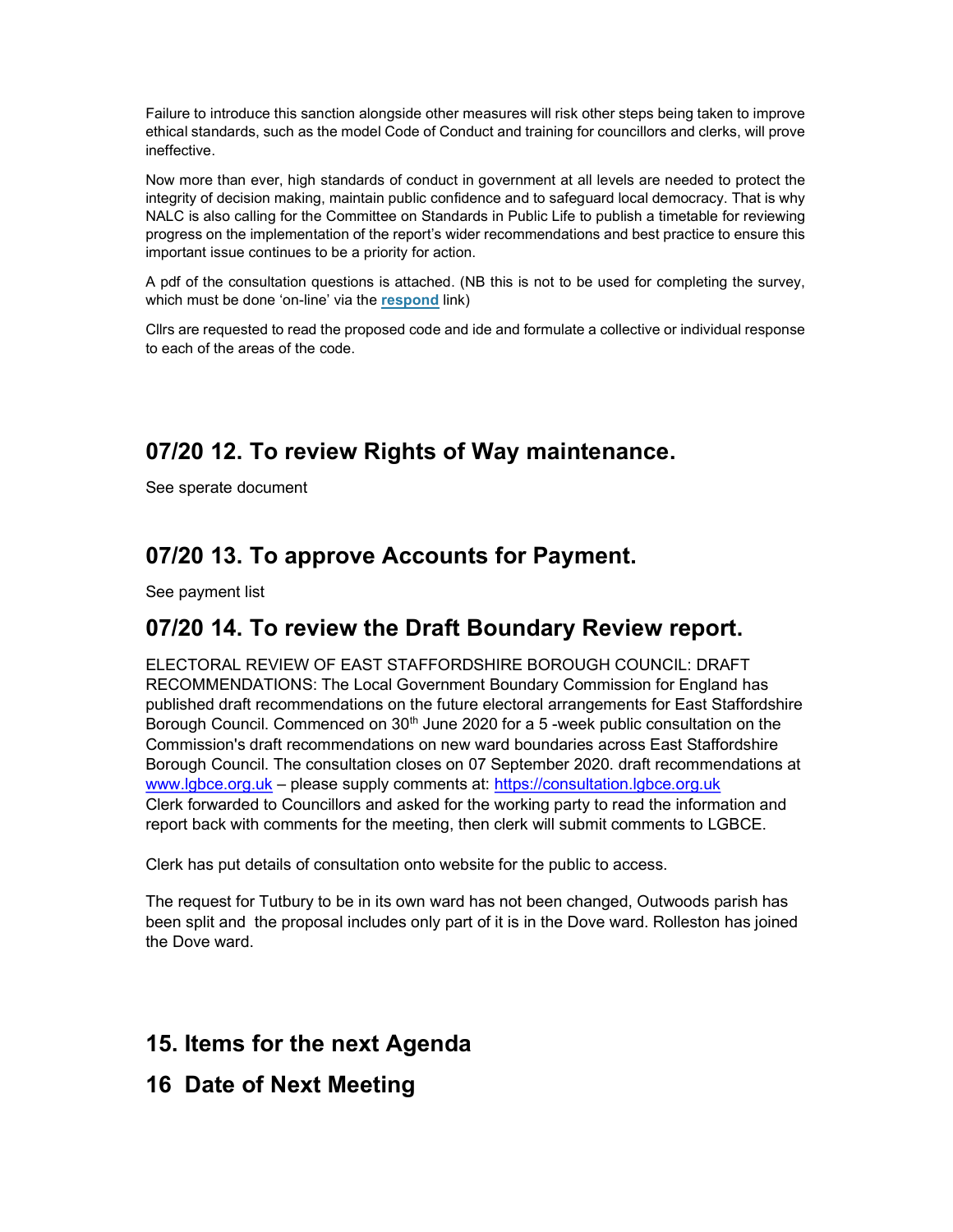Failure to introduce this sanction alongside other measures will risk other steps being taken to improve ethical standards, such as the model Code of Conduct and training for councillors and clerks, will prove ineffective.

Now more than ever, high standards of conduct in government at all levels are needed to protect the integrity of decision making, maintain public confidence and to safeguard local democracy. That is why NALC is also calling for the Committee on Standards in Public Life to publish a timetable for reviewing progress on the implementation of the report's wider recommendations and best practice to ensure this important issue continues to be a priority for action.

A pdf of the consultation questions is attached. (NB this is not to be used for completing the survey, which must be done 'on-line' via the **respond** link)

Cllrs are requested to read the proposed code and ide and formulate a collective or individual response to each of the areas of the code.

## 07/20 12. To review Rights of Way maintenance.

See sperate document

## 07/20 13. To approve Accounts for Payment.

See payment list

## 07/20 14. To review the Draft Boundary Review report.

ELECTORAL REVIEW OF EAST STAFFORDSHIRE BOROUGH COUNCIL: DRAFT RECOMMENDATIONS: The Local Government Boundary Commission for England has published draft recommendations on the future electoral arrangements for East Staffordshire Borough Council. Commenced on 30th June 2020 for a 5 -week public consultation on the Commission's draft recommendations on new ward boundaries across East Staffordshire Borough Council. The consultation closes on 07 September 2020. draft recommendations at www.lgbce.org.uk – please supply comments at: https://consultation.lgbce.org.uk Clerk forwarded to Councillors and asked for the working party to read the information and report back with comments for the meeting, then clerk will submit comments to LGBCE.

Clerk has put details of consultation onto website for the public to access.

The request for Tutbury to be in its own ward has not been changed, Outwoods parish has been split and the proposal includes only part of it is in the Dove ward. Rolleston has joined the Dove ward.

## 15. Items for the next Agenda

## 16 Date of Next Meeting